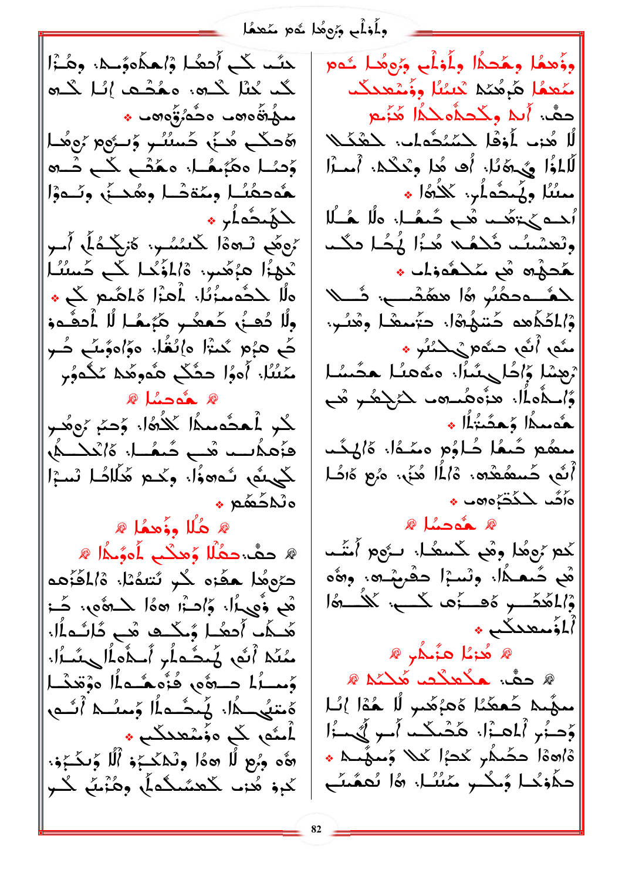وۆهمُا وهَحكُا وأَوْلَب وَرِهُا حُمه مَعمُا هَرِهُمه مَحمُا وۆمَعمحكب

حفْ: أَمُو وكَحكُمحكُا هَزَمه

لَا هُزب لَوْهَا لحَمَحُماب. لحْقَكَلا لَلاؤُا يحيوَلُا. أُف هُا وحْكُه. أَمـرْا مِنُنُا وِلَمُحمَرُب. كَلاهُا ܀

أَحم حيحَمب مْح حَمُا. هلُا هُـلا ونعمُنُب كْلهُد هُزا لُحُا دلُب هُحهُه مْح مَحمَحُمزُاب ܀

لحمُمحمَعَمُنُا او محمَحمب. فَـلا وْاحَكَمه حَمَحِهُا. حَمعمُا وهُنُب. مَه أَنَّه حَمَه يحكنُنُا ܀

رَحعمُا وَاحُا حيمُنُا. مَحمَنُا محَمُنُا وُاحمَاه. هزُه مُمه. لحَرحكُمُا هُم هُعمحمُا وِحعَمُلُا ܀

مَعَمَع حَمُا حَاوْم مَمُهُا. ةَالمَحُد أَنَّه حَمعمَحمه. ةَالا هُنُا. مزُم ةَاحُا ةَاحُد لحكحَمَحمه ܀

## ܀ هُوحمُا ܀

كم رَوهُا وهَب كَمعُا. سِرُّهِ أَمَّب هُب حَمحُا. ونَسِرُا حفَرمَحه. وهُه وْاحَحَحب ةَمزُه كب. كَلاهُا أَحأَومعحكب ܀

## ܀ هُزمُا هزَمكُب ܀

## ܀ حفْ: هحكحمح هَكحم ܀

معُمح حَمعَمُا ةَهزَمب لا هُةُا إنُا وَحيزُب أَلمَا. هَحُمكب أَمو لَيمُا ةَاهةُا دحُمكُب كحزُا كلا وَمعُمحه ܀

حكةُحكُا وَحكب مَنُنُا. هُا تَعمَمَب

حنُب كب أَحعُا وْاحكُموَمحه. وهُـزُا كب كَنُا كحه. مَحُحعُب إنُا كحه معَمُةُهمب مَحُمزَوُهمب ܀

هَحكَب هُنُب حَمنُنُب وَمزُهِ زَوهُا وَحنُا مَمَزُمُا. مَحُب كَب حُه هُوحعُنُا ومَمَةَحُا وهُحنُب وتَـموْا لحَمُحُمحمَلُب ܀

رَوهَب لـهةُا لحَمنُنُب. ةَزيَحُمهُا أَمو لحَهزُا هزَمعب. ةَاؤُحُا كب حَمنُنُا هلا لحَمَحمزُنُا. لَمزُا ةَامُحمه كب ܀

ولا حُحنُب حَمحمو هَزَمُا لا أَحمَحوْ حَب هزُم حُنُا. ةَإنُفَا. ةَزاةَوُمَحب حُـو مَنُنُا. أَموْا حفَحكب هَموهَحه مَحُموِه

## ܀ هُوحمُا ܀

كُو لَمحَمَحمكُا كَلاهُا. وَحنُب رَوهُو هَزَمَحمب هُب حَمحُا. ةَانَحكَحُمه كَيمَه تَـموْا. وكحو هَلاحُا نُسِرُا ةَلحَحمَحعه ܀

## ܀ هُلا وؤهمُا ܀

## ܀ حفْ: حمُلا وُهحكب لَموَزُا ܀

حَرِوهُا هعَزه كُو تَنمُحُا. ةَالاَهَزَمه هُب وْهِيزَا. وَاحزُا هه ةُا لحَهُه. حَـزُ هَحكُب أَحعُا وَحكُه هُب حَانُـهلُا. مَنُه أَنَّه لَيُحمَرُب أَلمَاهلُا يمُنُا. وَمنُا حَـهُه فُزهَهمُـهلُا هوْهُحُلا ةَمَنَحكُا. لَمحَمهلُا وَمنُنُا أَنَّـهُ لَحمَه كب هؤَمعمحكب ܀

هُه وزُم لا هه ةُا ونَحكَحيةُ ألُا وَنحكيزَة: كَحِزْ هُزب كَحمَنَحكُمُا وهُزنَب كُـو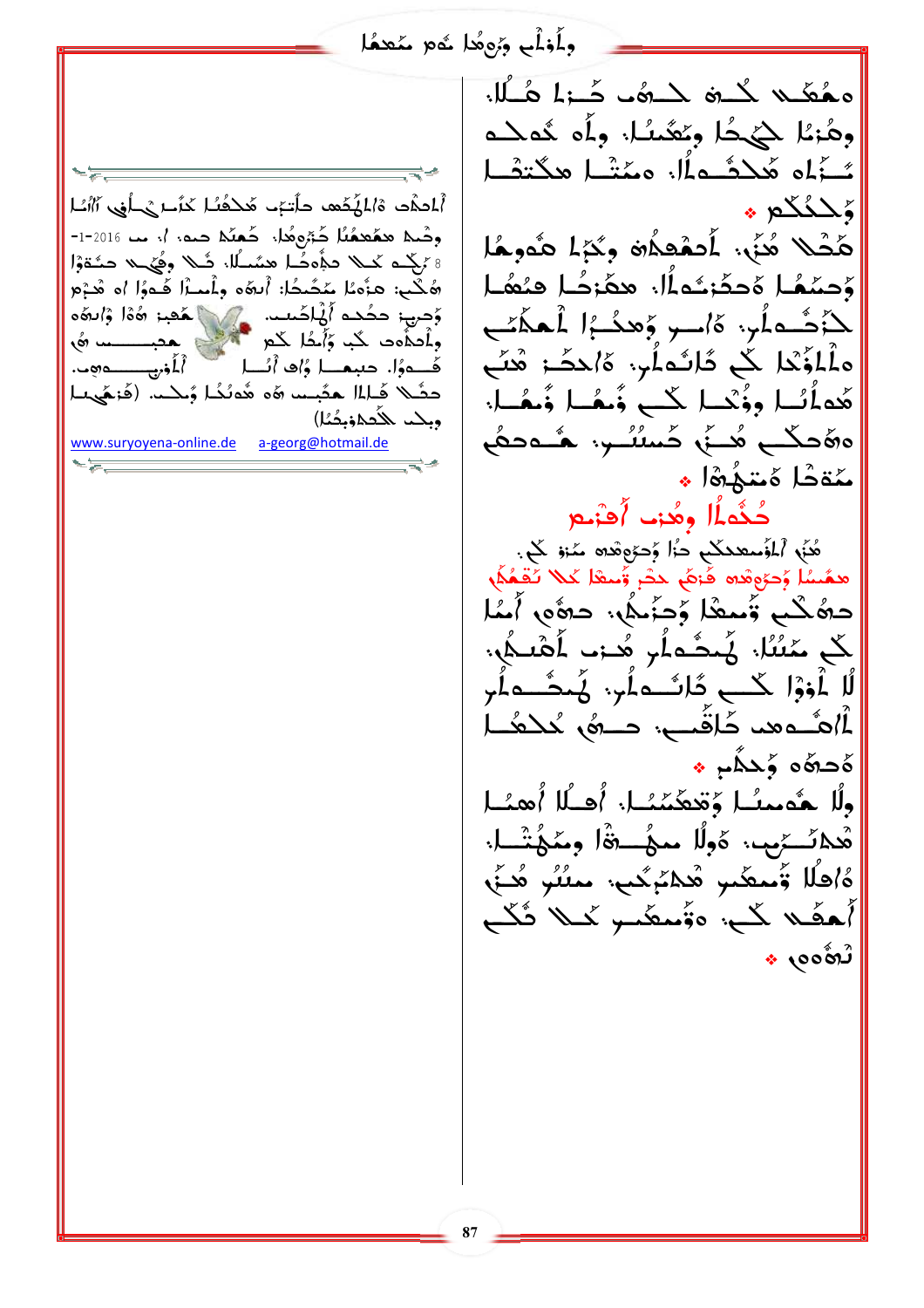ܘܡܫܟܐ ܠܟܘ ܠܒܘܗ ܕܒܪܐ ܚܠܐ.
ܘܡܕܢܐ ܠܚܓܐ ܘܢܥܡܬܐ. ܘܐܦ ܫܘܠܚܐ
ܫܪܝܐ ܡܠܟܬܐ. ܘܡܢܬܐ ܡܟܬܒܐ
ܘܠܡܠܟܘܬ ✦
ܡܟܠ ܡܢܝ. ܐܬܡܛܝܬ ܘܟܬܒܐ ܡܘܚܐ
ܘܪܥܝܢܐ ܘܟܬܪܢܘܬܐ. ܡܥܒܪܢܐ ܡܢܗܐ
ܠܪܬܘܬܝ. ܘܐܝܟ ܘܡܫܪܝܐ ܐܠܗܝܐ
ܘܐܬܦܬܚ ܠܝ ܬܪܥܘܬܝ. ܘܐܬܟܬܒ ܡܢܝ
ܡܠܐܟܐ ܘܢܗܪܐ ܠܟܠ ܢܗܪܐ ܢܗܪܐ.
ܘܡܟܠܟܐ ܡܢܝ ܟܣܝܢ. ܡܫܘܚܐ
ܡܩܕܫܐ ܘܩܢܘܡܐ ✦

## ܚܘܒܐ ܘܡܢܝ ܐܦܪܝܡ

ܡܢܝ ܐܠܡܫܝܚܐ ܕܐ ܘܪܘܚܘܗ̈ܝ ܡܢܪ ܠܝ.
ܡܫܝܚܐ ܘܪܘܚܘܗܝ ܩܕܡ ܥܒܕܝ ܘܫܡܥܐ ܠܟܠ ܢܩܦܘܬܝ

ܒܡܠܟܐ ܘܫܡܥܐ ܘܪܥܝܢܐ. ܒܗܘ ܐܡܐ
ܠܝ ܡܢܝܐ. ܠܡܫܘܬܐ ܡܢܝ ܐܬܢܚܐ.
ܠܐ ܐܢܫܐ ܠܟ ܬܪܥܘܬܝ. ܠܡܫܘܬܝ
ܐܬܩܘܡ ܬܩܘܡ. ܒܗܘ ܠܟܠܟܐ
ܘܒܗܘ ܘܠܐܟܝ ✦
ܘܠܐ ܡܫܝܚܐ ܘܩܕܝܫܐ. ܐܦܠܐ ܐܡܝܢܐ
ܡܠܐܟܝܢ. ܘܠܐ ܡܫܘܬܐ ܘܡܢܘܬܐ.
ܘܐܦܠܐ ܘܫܡܥܝܢ ܡܠܐܟܝܢ. ܡܢܝܢ ܡܢܝ
ܐܡܥܠ ܠܝ. ܘܫܡܥܝܢ ܠܟܠ ܦܠܝ
ܢܗܘܘܢ ✦

ܐܠܗܐ ܘܐܠܗܝܟܘܢ ܒܐܝܕܝ ܡܠܟܘܬܐ ܠܟܠܗܝܢ ܐܠܐ̈ܢܐ
ܘܫܡܗ ܡܫܡܫܢܐ ܕܪܘܚܐ. ܟܬܒܐ ܒܗܘ: ܐ: ܒܝ 2016-1-8
ܪܓܠܐ ܟܠ ܕܒܝܬܐ ܡܫܠܡܐ. ܟܠ ܘܦܝܫ ܒܫܢܬܐ
ܡܠܟܝ: ܡܢܗܝܐ ܡܫܬܚܐ: ܐܢܬ ܘܐܠܗܐ ܟܘܢܐ ܐܘ ܡܕܡ
ܘܕܝܢ ܒܟܠܗ ܐܠܗܝܢ ܡܫܝܚ ܗܘܐ ܘܐܢܬ
ܘܐܬܡܠܟ ܟܝ ܘܐܠܗܐ ܟܠܝܟܘܢ ܡܫܝܚܐ ܗܘ
ܦܘܪܩܢܐ. ܒܡܫܝܚܐ ܘܐܦ ܐܢܬ ܐܠܗܝܟܘܢ.
ܒܟܠ ܦܠܚܐ ܡܫܝܚ ܗܘ ܫܘܒܚܐ ܘܢܚܐ. (ܦܪܘܫܝܐ
ܘܒܟܠ ܠܟܠܗܘܢܝܟܝ)

www.suryoyena-online.de    a-georg@hotmail.de